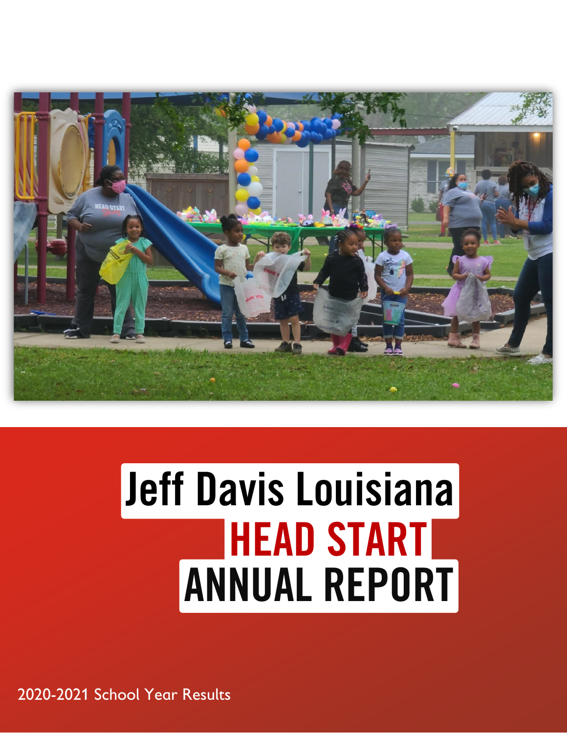# Jeff Davis Louisiana

# HEAD START

# ANNUAL REPORT

2020-2021 School Year Results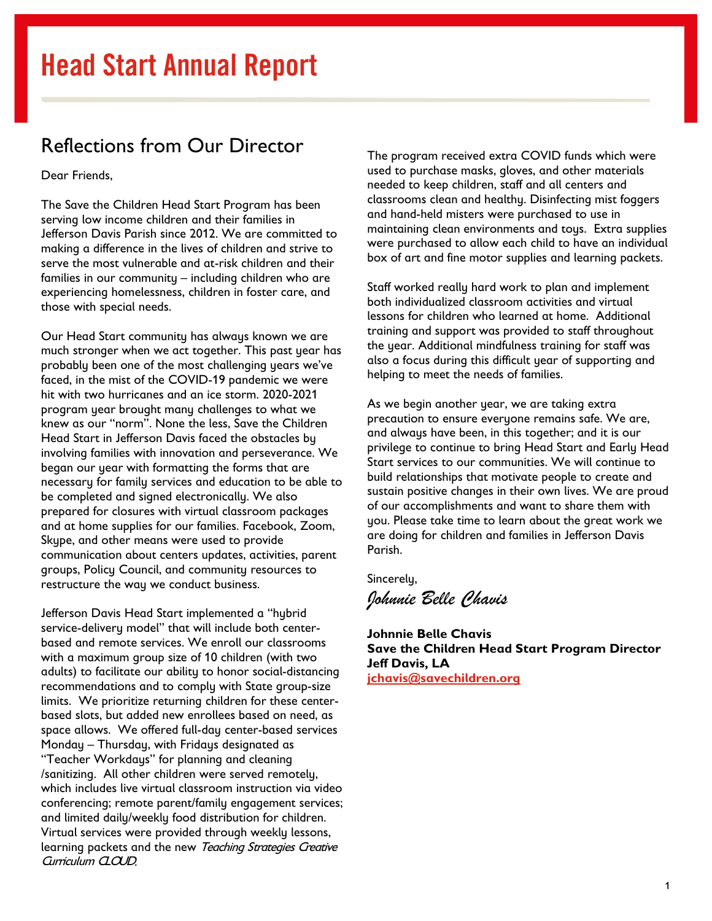# Head Start Annual Report

## Reflections from Our Director

Dear Friends,

The Save the Children Head Start Program has been serving low income children and their families in Jefferson Davis Parish since 2012. We are committed to making a difference in the lives of children and strive to serve the most vulnerable and at-risk children and their families in our community – including children who are experiencing homelessness, children in foster care, and those with special needs.

Our Head Start community has always known we are much stronger when we act together. This past year has probably been one of the most challenging years we've faced, in the mist of the COVID-19 pandemic we were hit with two hurricanes and an ice storm. 2020-2021 program year brought many challenges to what we knew as our "norm". None the less, Save the Children Head Start in Jefferson Davis faced the obstacles by involving families with innovation and perseverance. We began our year with formatting the forms that are necessary for family services and education to be able to be completed and signed electronically. We also prepared for closures with virtual classroom packages and at home supplies for our families. Facebook, Zoom, Skype, and other means were used to provide communication about centers updates, activities, parent groups, Policy Council, and community resources to restructure the way we conduct business.

Jefferson Davis Head Start implemented a "hybrid service-delivery model" that will include both center-based and remote services. We enroll our classrooms with a maximum group size of 10 children (with two adults) to facilitate our ability to honor social-distancing recommendations and to comply with State group-size limits. We prioritize returning children for these center-based slots, but added new enrollees based on need, as space allows. We offered full-day center-based services Monday – Thursday, with Fridays designated as "Teacher Workdays" for planning and cleaning /sanitizing. All other children were served remotely, which includes live virtual classroom instruction via video conferencing; remote parent/family engagement services; and limited daily/weekly food distribution for children. Virtual services were provided through weekly lessons, learning packets and the new *Teaching Strategies Creative Curriculum CLOUD*.

The program received extra COVID funds which were used to purchase masks, gloves, and other materials needed to keep children, staff and all centers and classrooms clean and healthy. Disinfecting mist foggers and hand-held misters were purchased to use in maintaining clean environments and toys. Extra supplies were purchased to allow each child to have an individual box of art and fine motor supplies and learning packets.

Staff worked really hard work to plan and implement both individualized classroom activities and virtual lessons for children who learned at home. Additional training and support was provided to staff throughout the year. Additional mindfulness training for staff was also a focus during this difficult year of supporting and helping to meet the needs of families.

As we begin another year, we are taking extra precaution to ensure everyone remains safe. We are, and always have been, in this together; and it is our privilege to continue to bring Head Start and Early Head Start services to our communities. We will continue to build relationships that motivate people to create and sustain positive changes in their own lives. We are proud of our accomplishments and want to share them with you. Please take time to learn about the great work we are doing for children and families in Jefferson Davis Parish.

Sincerely,

*Johnnie Belle Chavis*

**Johnnie Belle Chavis**
**Save the Children Head Start Program Director**
**Jeff Davis, LA**
**jchavis@savechildren.org**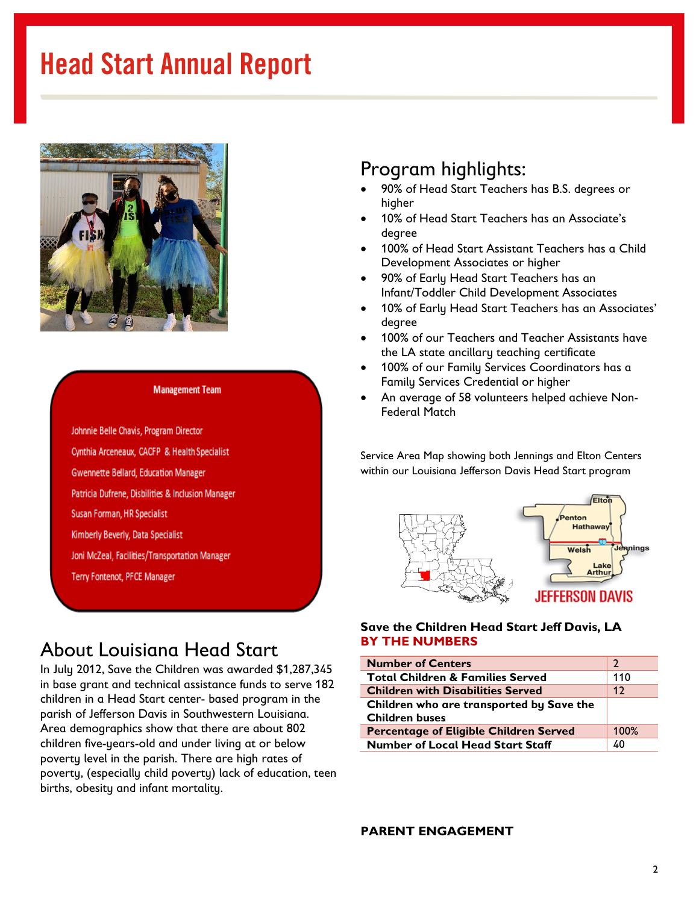# Head Start Annual Report

**Management Team**

Johnnie Belle Chavis, Program Director

Cynthia Arceneaux, CACFP & Health Specialist

Gwennette Bellard, Education Manager

Patricia Dufrene, Disbilities & Inclusion Manager

Susan Forman, HR Specialist

Kimberly Beverly, Data Specialist

Joni McZeal, Facilities/Transportation Manager

Terry Fontenot, PFCE Manager

## About Louisiana Head Start

In July 2012, Save the Children was awarded $1,287,345 in base grant and technical assistance funds to serve 182 children in a Head Start center- based program in the parish of Jefferson Davis in Southwestern Louisiana. Area demographics show that there are about 802 children five-years-old and under living at or below poverty level in the parish. There are high rates of poverty, (especially child poverty) lack of education, teen births, obesity and infant mortality.

## Program highlights:

- 90% of Head Start Teachers has B.S. degrees or higher
- 10% of Head Start Teachers has an Associate's degree
- 100% of Head Start Assistant Teachers has a Child Development Associates or higher
- 90% of Early Head Start Teachers has an Infant/Toddler Child Development Associates
- 10% of Early Head Start Teachers has an Associates' degree
- 100% of our Teachers and Teacher Assistants have the LA state ancillary teaching certificate
- 100% of our Family Services Coordinators has a Family Services Credential or higher
- An average of 58 volunteers helped achieve Non-Federal Match

Service Area Map showing both Jennings and Elton Centers within our Louisiana Jefferson Davis Head Start program

**Save the Children Head Start Jeff Davis, LA**
**BY THE NUMBERS**

| | |
|---|---|
| **Number of Centers** | 2 |
| **Total Children & Families Served** | 110 |
| **Children with Disabilities Served** | 12 |
| **Children who are transported by Save the Children buses** | |
| **Percentage of Eligible Children Served** | 100% |
| **Number of Local Head Start Staff** | 40 |

**PARENT ENGAGEMENT**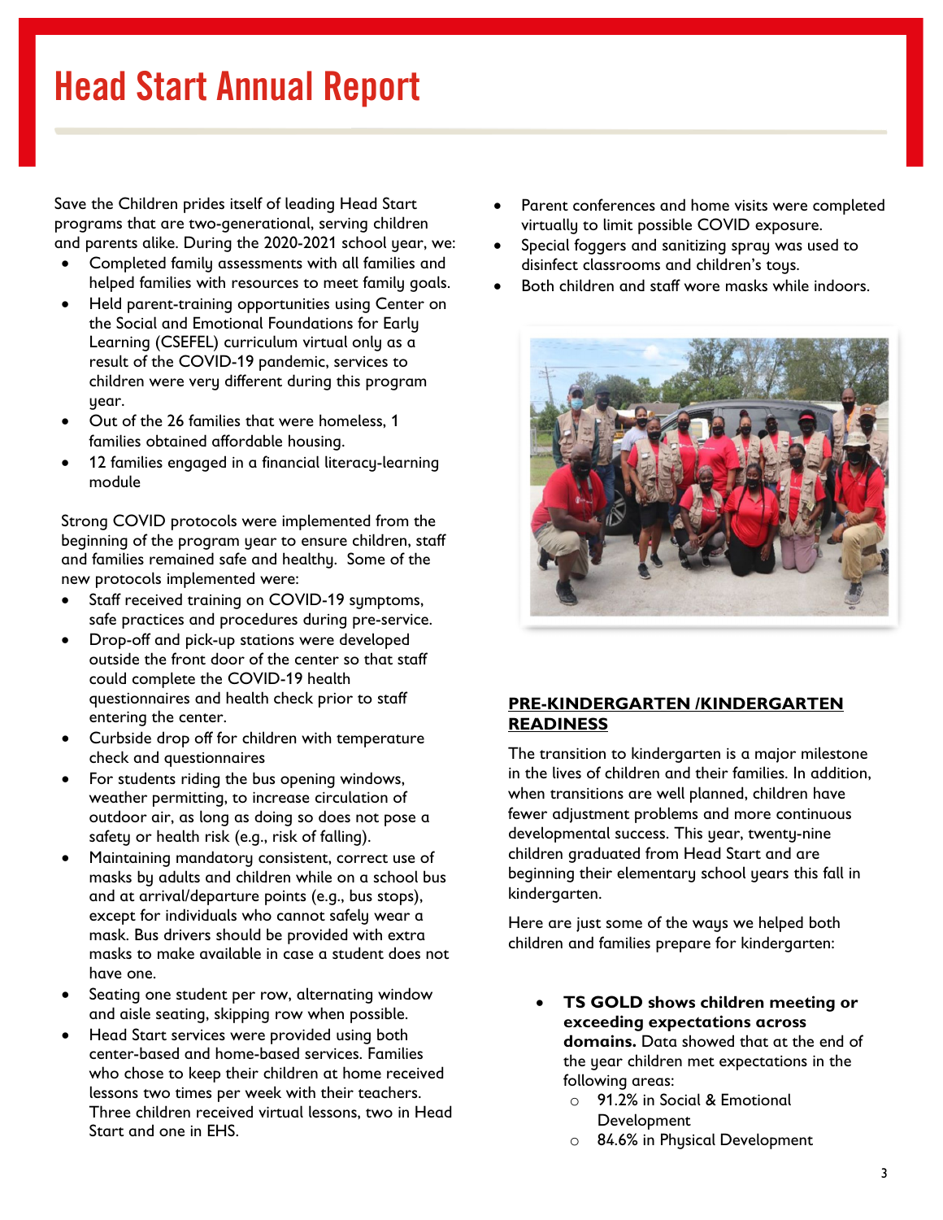# Head Start Annual Report

Save the Children prides itself of leading Head Start programs that are two-generational, serving children and parents alike. During the 2020-2021 school year, we:

- Completed family assessments with all families and helped families with resources to meet family goals.
- Held parent-training opportunities using Center on the Social and Emotional Foundations for Early Learning (CSEFEL) curriculum virtual only as a result of the COVID-19 pandemic, services to children were very different during this program year.
- Out of the 26 families that were homeless, 1 families obtained affordable housing.
- 12 families engaged in a financial literacy-learning module

Strong COVID protocols were implemented from the beginning of the program year to ensure children, staff and families remained safe and healthy. Some of the new protocols implemented were:

- Staff received training on COVID-19 symptoms, safe practices and procedures during pre-service.
- Drop-off and pick-up stations were developed outside the front door of the center so that staff could complete the COVID-19 health questionnaires and health check prior to staff entering the center.
- Curbside drop off for children with temperature check and questionnaires
- For students riding the bus opening windows, weather permitting, to increase circulation of outdoor air, as long as doing so does not pose a safety or health risk (e.g., risk of falling).
- Maintaining mandatory consistent, correct use of masks by adults and children while on a school bus and at arrival/departure points (e.g., bus stops), except for individuals who cannot safely wear a mask. Bus drivers should be provided with extra masks to make available in case a student does not have one.
- Seating one student per row, alternating window and aisle seating, skipping row when possible.
- Head Start services were provided using both center-based and home-based services. Families who chose to keep their children at home received lessons two times per week with their teachers. Three children received virtual lessons, two in Head Start and one in EHS.
- Parent conferences and home visits were completed virtually to limit possible COVID exposure.
- Special foggers and sanitizing spray was used to disinfect classrooms and children's toys.
- Both children and staff wore masks while indoors.

## PRE-KINDERGARTEN /KINDERGARTEN READINESS

The transition to kindergarten is a major milestone in the lives of children and their families. In addition, when transitions are well planned, children have fewer adjustment problems and more continuous developmental success. This year, twenty-nine children graduated from Head Start and are beginning their elementary school years this fall in kindergarten.

Here are just some of the ways we helped both children and families prepare for kindergarten:

- **TS GOLD shows children meeting or exceeding expectations across domains.** Data showed that at the end of the year children met expectations in the following areas:
  - 91.2% in Social & Emotional Development
  - 84.6% in Physical Development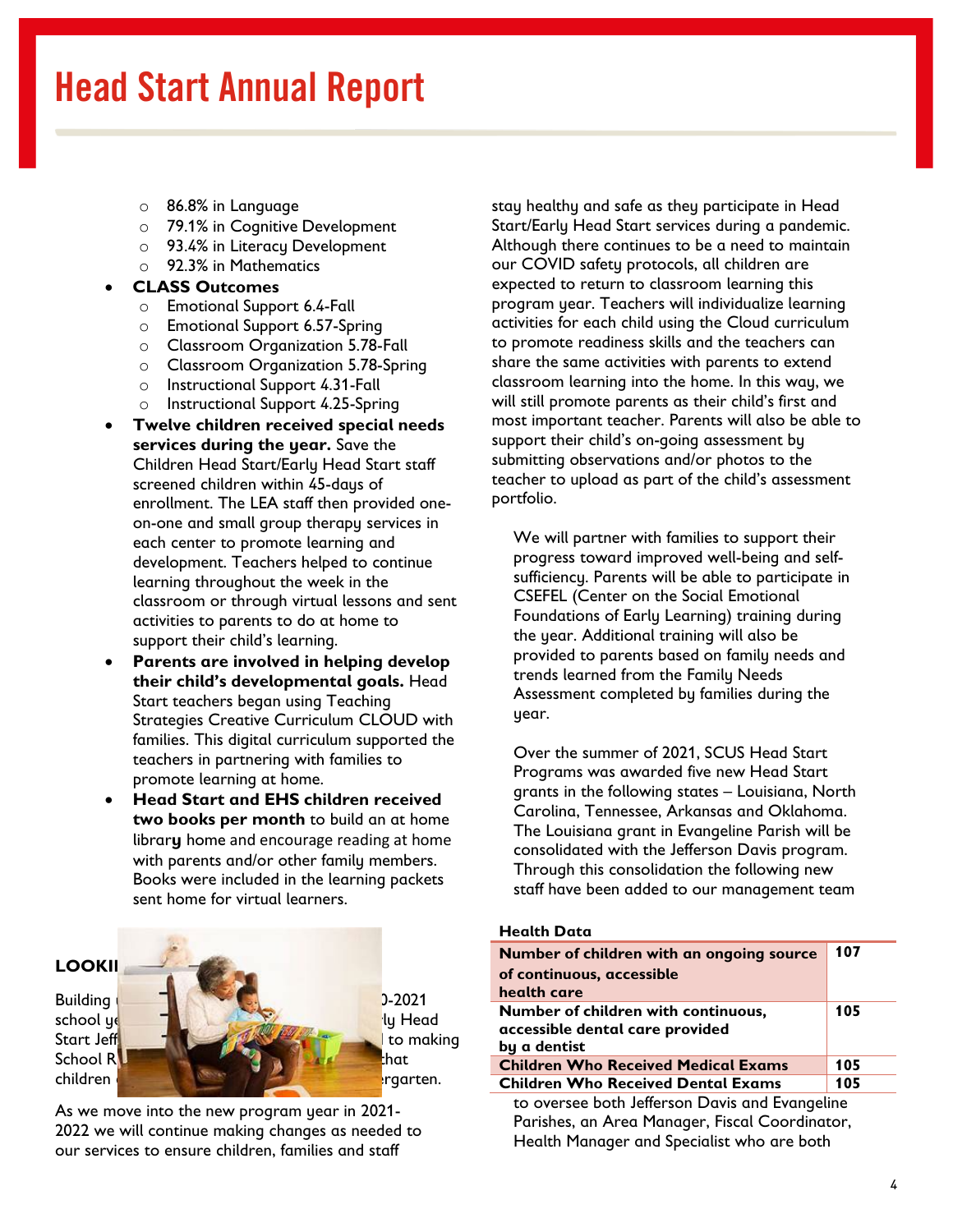# Head Start Annual Report

- 86.8% in Language
- 79.1% in Cognitive Development
- 93.4% in Literacy Development
- 92.3% in Mathematics

- **CLASS Outcomes**
  - Emotional Support 6.4-Fall
  - Emotional Support 6.57-Spring
  - Classroom Organization 5.78-Fall
  - Classroom Organization 5.78-Spring
  - Instructional Support 4.31-Fall
  - Instructional Support 4.25-Spring
- **Twelve children received special needs services during the year.** Save the Children Head Start/Early Head Start staff screened children within 45-days of enrollment. The LEA staff then provided one-on-one and small group therapy services in each center to promote learning and development. Teachers helped to continue learning throughout the week in the classroom or through virtual lessons and sent activities to parents to do at home to support their child's learning.
- **Parents are involved in helping develop their child's developmental goals.** Head Start teachers began using Teaching Strategies Creative Curriculum CLOUD with families. This digital curriculum supported the teachers in partnering with families to promote learning at home.
- **Head Start and EHS children received two books per month** to build an at home library home and encourage reading at home with parents and/or other family members. Books were included in the learning packets sent home for virtual learners.

**LOOKI**

Building ... )-2021 school y... ly Head Start Jeff... to making School R... hat children ... rgarten.

As we move into the new program year in 2021-2022 we will continue making changes as needed to our services to ensure children, families and staff stay healthy and safe as they participate in Head Start/Early Head Start services during a pandemic. Although there continues to be a need to maintain our COVID safety protocols, all children are expected to return to classroom learning this program year. Teachers will individualize learning activities for each child using the Cloud curriculum to promote readiness skills and the teachers can share the same activities with parents to extend classroom learning into the home. In this way, we will still promote parents as their child's first and most important teacher. Parents will also be able to support their child's on-going assessment by submitting observations and/or photos to the teacher to upload as part of the child's assessment portfolio.

We will partner with families to support their progress toward improved well-being and self-sufficiency. Parents will be able to participate in CSEFEL (Center on the Social Emotional Foundations of Early Learning) training during the year. Additional training will also be provided to parents based on family needs and trends learned from the Family Needs Assessment completed by families during the year.

Over the summer of 2021, SCUS Head Start Programs was awarded five new Head Start grants in the following states – Louisiana, North Carolina, Tennessee, Arkansas and Oklahoma. The Louisiana grant in Evangeline Parish will be consolidated with the Jefferson Davis program. Through this consolidation the following new staff have been added to our management team to oversee both Jefferson Davis and Evangeline Parishes, an Area Manager, Fiscal Coordinator, Health Manager and Specialist who are both

**Health Data**

| | |
|---|---|
| **Number of children with an ongoing source of continuous, accessible health care** | **107** |
| **Number of children with continuous, accessible dental care provided by a dentist** | **105** |
| **Children Who Received Medical Exams** | **105** |
| **Children Who Received Dental Exams** | **105** |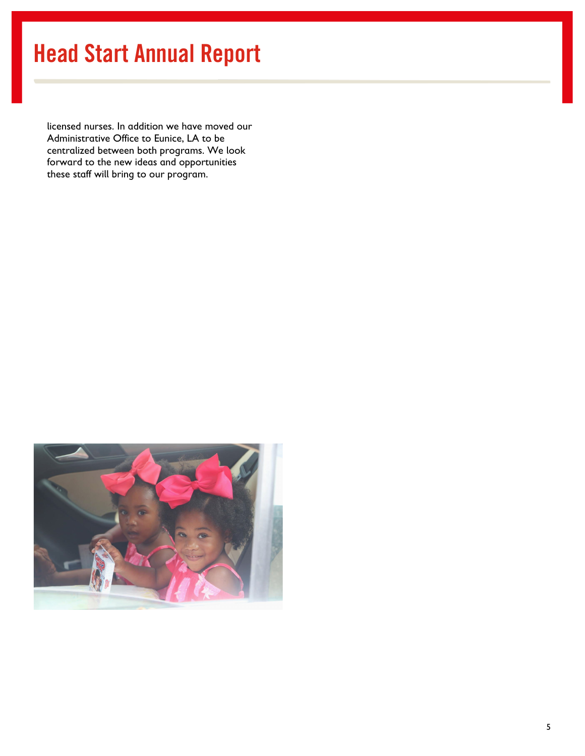licensed nurses. In addition we have moved our Administrative Office to Eunice, LA to be centralized between both programs. We look forward to the new ideas and opportunities these staff will bring to our program.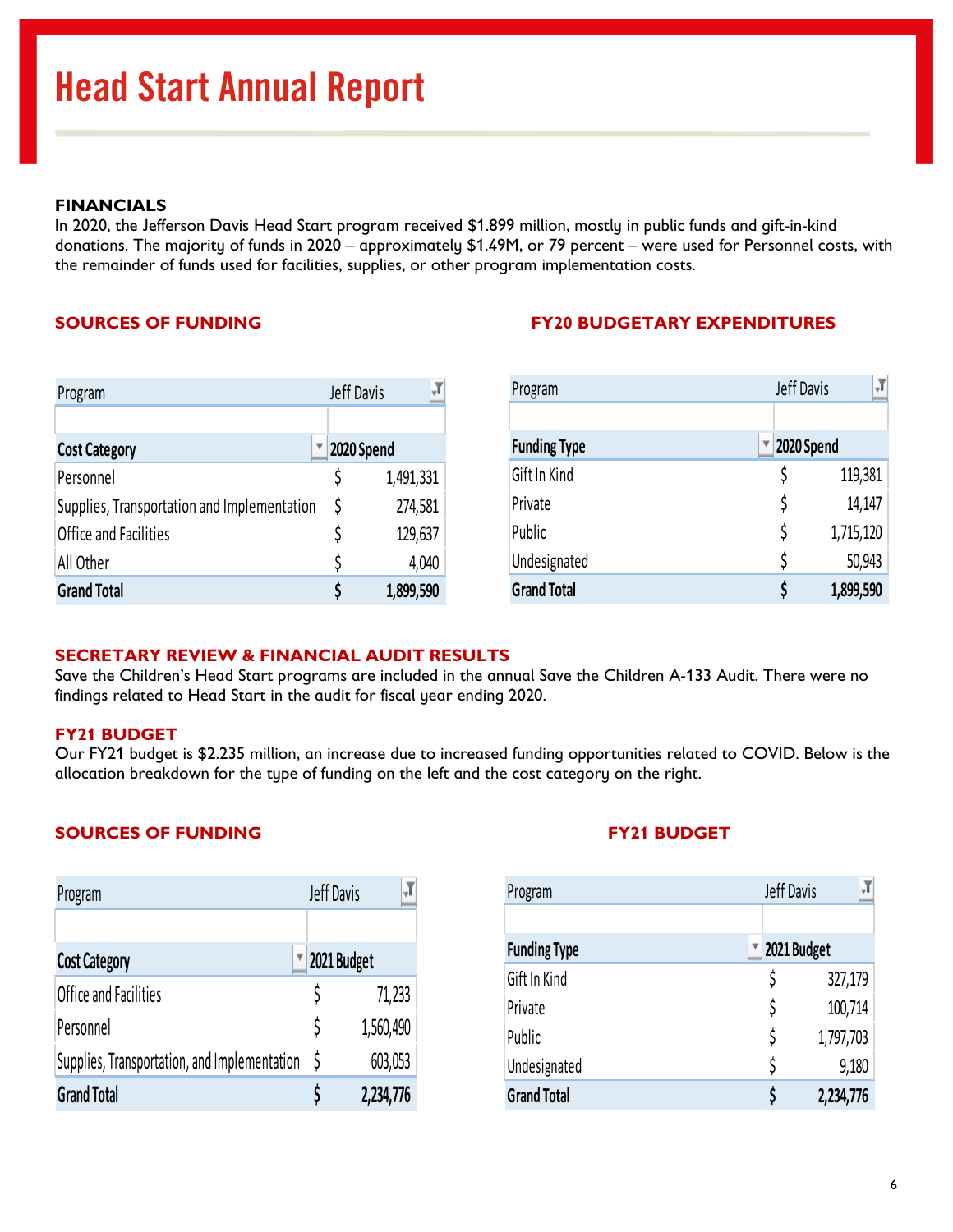# Head Start Annual Report

## FINANCIALS

In 2020, the Jefferson Davis Head Start program received $1.899 million, mostly in public funds and gift-in-kind donations. The majority of funds in 2020 – approximately $1.49M, or 79 percent – were used for Personnel costs, with the remainder of funds used for facilities, supplies, or other program implementation costs.

### SOURCES OF FUNDING

| Program | Jeff Davis | |
|---|---|---|
| | | |
| **Cost Category** | **2020 Spend** | |
| Personnel | $ | 1,491,331 |
| Supplies, Transportation and Implementation | $ | 274,581 |
| Office and Facilities | $ | 129,637 |
| All Other | $ | 4,040 |
| **Grand Total** | **$** | **1,899,590** |

### FY20 BUDGETARY EXPENDITURES

| Program | Jeff Davis | |
|---|---|---|
| | | |
| **Funding Type** | **2020 Spend** | |
| Gift In Kind | $ | 119,381 |
| Private | $ | 14,147 |
| Public | $ | 1,715,120 |
| Undesignated | $ | 50,943 |
| **Grand Total** | **$** | **1,899,590** |

### SECRETARY REVIEW & FINANCIAL AUDIT RESULTS

Save the Children's Head Start programs are included in the annual Save the Children A-133 Audit. There were no findings related to Head Start in the audit for fiscal year ending 2020.

### FY21 BUDGET

Our FY21 budget is $2.235 million, an increase due to increased funding opportunities related to COVID. Below is the allocation breakdown for the type of funding on the left and the cost category on the right.

### SOURCES OF FUNDING

| Program | Jeff Davis | |
|---|---|---|
| | | |
| **Cost Category** | **2021 Budget** | |
| Office and Facilities | $ | 71,233 |
| Personnel | $ | 1,560,490 |
| Supplies, Transportation, and Implementation | $ | 603,053 |
| **Grand Total** | **$** | **2,234,776** |

### FY21 BUDGET

| Program | Jeff Davis | |
|---|---|---|
| | | |
| **Funding Type** | **2021 Budget** | |
| Gift In Kind | $ | 327,179 |
| Private | $ | 100,714 |
| Public | $ | 1,797,703 |
| Undesignated | $ | 9,180 |
| **Grand Total** | **$** | **2,234,776** |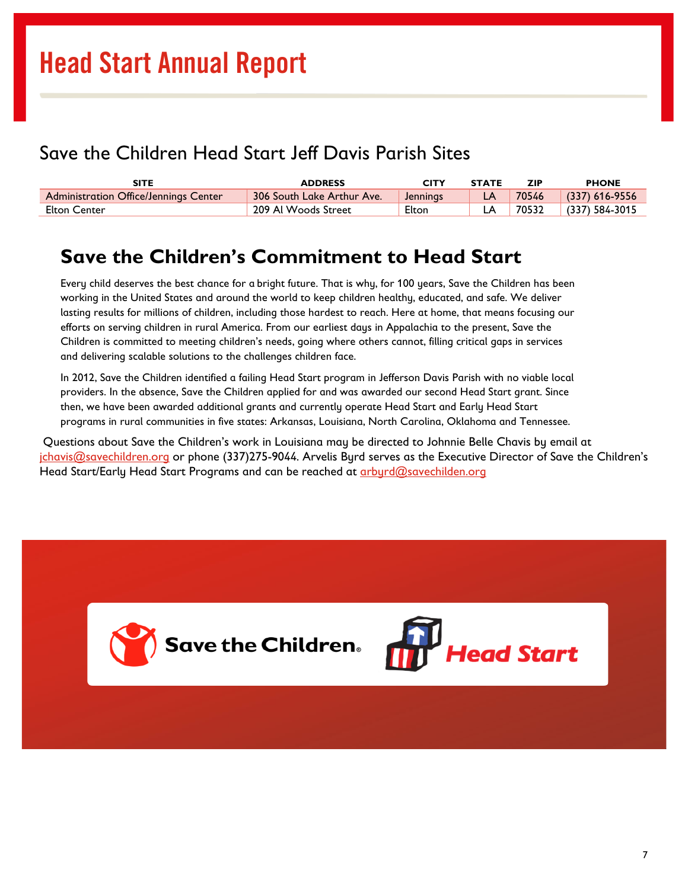# Head Start Annual Report

## Save the Children Head Start Jeff Davis Parish Sites

| SITE | ADDRESS | CITY | STATE | ZIP | PHONE |
|---|---|---|---|---|---|
| Administration Office/Jennings Center | 306 South Lake Arthur Ave. | Jennings | LA | 70546 | (337) 616-9556 |
| Elton Center | 209 Al Woods Street | Elton | LA | 70532 | (337) 584-3015 |

## Save the Children's Commitment to Head Start

Every child deserves the best chance for a bright future. That is why, for 100 years, Save the Children has been working in the United States and around the world to keep children healthy, educated, and safe. We deliver lasting results for millions of children, including those hardest to reach. Here at home, that means focusing our efforts on serving children in rural America. From our earliest days in Appalachia to the present, Save the Children is committed to meeting children's needs, going where others cannot, filling critical gaps in services and delivering scalable solutions to the challenges children face.

In 2012, Save the Children identified a failing Head Start program in Jefferson Davis Parish with no viable local providers. In the absence, Save the Children applied for and was awarded our second Head Start grant. Since then, we have been awarded additional grants and currently operate Head Start and Early Head Start programs in rural communities in five states: Arkansas, Louisiana, North Carolina, Oklahoma and Tennessee.

Questions about Save the Children's work in Louisiana may be directed to Johnnie Belle Chavis by email at jchavis@savechildren.org or phone (337)275-9044. Arvelis Byrd serves as the Executive Director of Save the Children's Head Start/Early Head Start Programs and can be reached at arbyrd@savechilden.org

Save the Children. Head Start